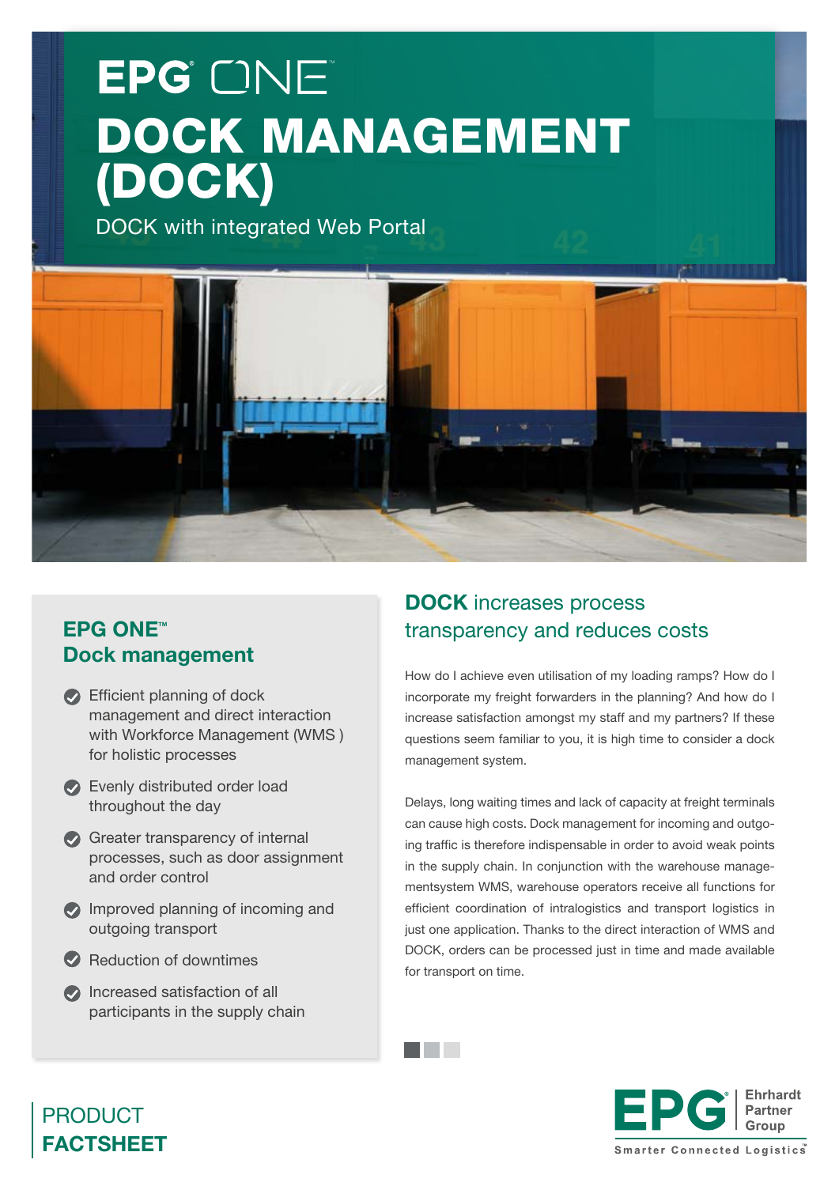# EPG ONE

# DOCK MANAGEMENT (DOCK)

DOCK with integrated Web Portal

## EPG ONE™ Dock management

- Efficient planning of dock management and direct interaction with Workforce Management (WMS ) for holistic processes
- Evenly distributed order load throughout the day
- Greater transparency of internal processes, such as door assignment and order control
- Improved planning of incoming and outgoing transport
- Reduction of downtimes
- Increased satisfaction of all participants in the supply chain

## DOCK increases process transparency and reduces costs

How do I achieve even utilisation of my loading ramps? How do I incorporate my freight forwarders in the planning? And how do I increase satisfaction amongst my staff and my partners? If these questions seem familiar to you, it is high time to consider a dock management system.

Delays, long waiting times and lack of capacity at freight terminals can cause high costs. Dock management for incoming and outgoing traffic is therefore indispensable in order to avoid weak points in the supply chain. In conjunction with the warehouse managementsystem WMS, warehouse operators receive all functions for efficient coordination of intralogistics and transport logistics in just one application. Thanks to the direct interaction of WMS and DOCK, orders can be processed just in time and made available for transport on time.

PRODUCT **FACTSHEET**

EPG Ehrhardt Partner Group — Smarter Connected Logistics™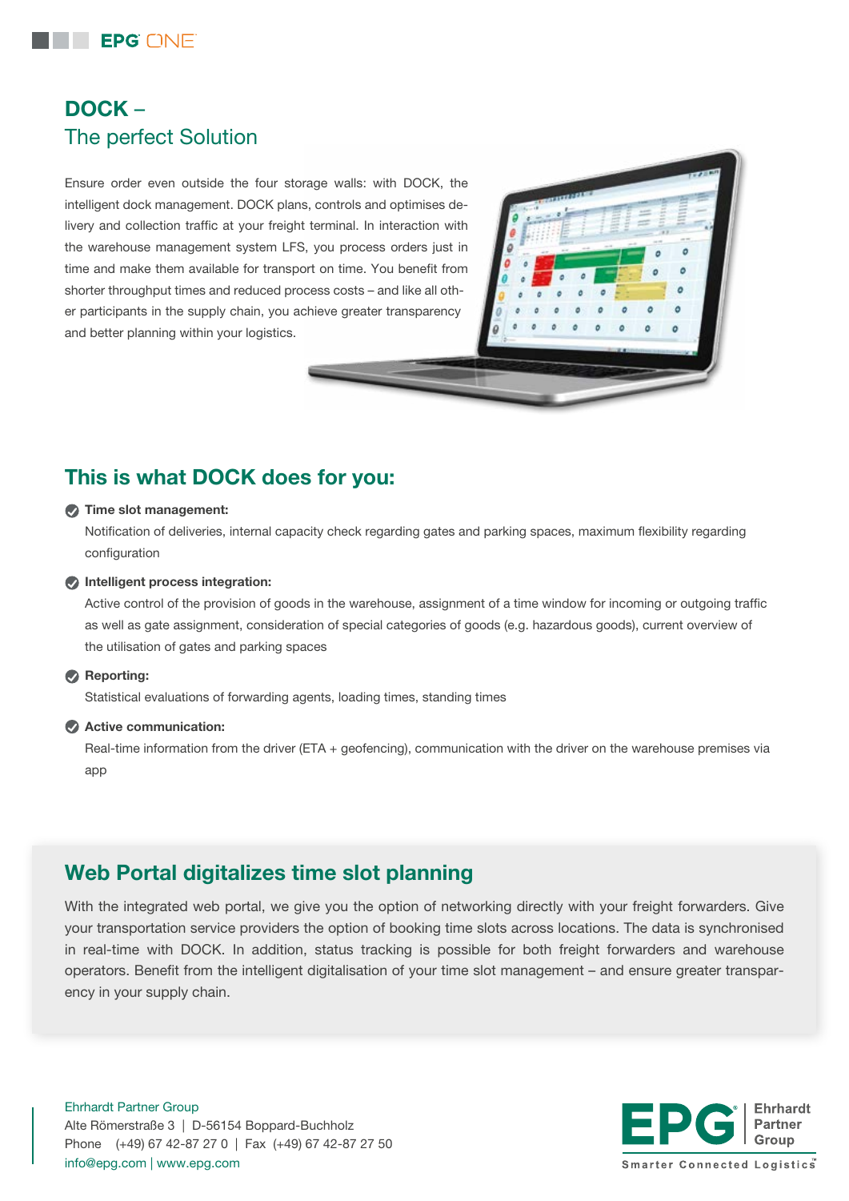# DOCK –
## The perfect Solution

Ensure order even outside the four storage walls: with DOCK, the intelligent dock management. DOCK plans, controls and optimises delivery and collection traffic at your freight terminal. In interaction with the warehouse management system LFS, you process orders just in time and make them available for transport on time. You benefit from shorter throughput times and reduced process costs – and like all other participants in the supply chain, you achieve greater transparency and better planning within your logistics.

## This is what DOCK does for you:

- **Time slot management:**
  Notification of deliveries, internal capacity check regarding gates and parking spaces, maximum flexibility regarding configuration
- **Intelligent process integration:**
  Active control of the provision of goods in the warehouse, assignment of a time window for incoming or outgoing traffic as well as gate assignment, consideration of special categories of goods (e.g. hazardous goods), current overview of the utilisation of gates and parking spaces
- **Reporting:**
  Statistical evaluations of forwarding agents, loading times, standing times
- **Active communication:**
  Real-time information from the driver (ETA + geofencing), communication with the driver on the warehouse premises via app

## Web Portal digitalizes time slot planning

With the integrated web portal, we give you the option of networking directly with your freight forwarders. Give your transportation service providers the option of booking time slots across locations. The data is synchronised in real-time with DOCK. In addition, status tracking is possible for both freight forwarders and warehouse operators. Benefit from the intelligent digitalisation of your time slot management – and ensure greater transparency in your supply chain.

Ehrhardt Partner Group
Alte Römerstraße 3 | D-56154 Boppard-Buchholz
Phone (+49) 67 42-87 27 0 | Fax (+49) 67 42-87 27 50
info@epg.com | www.epg.com

EPG Ehrhardt Partner Group
Smarter Connected Logistics